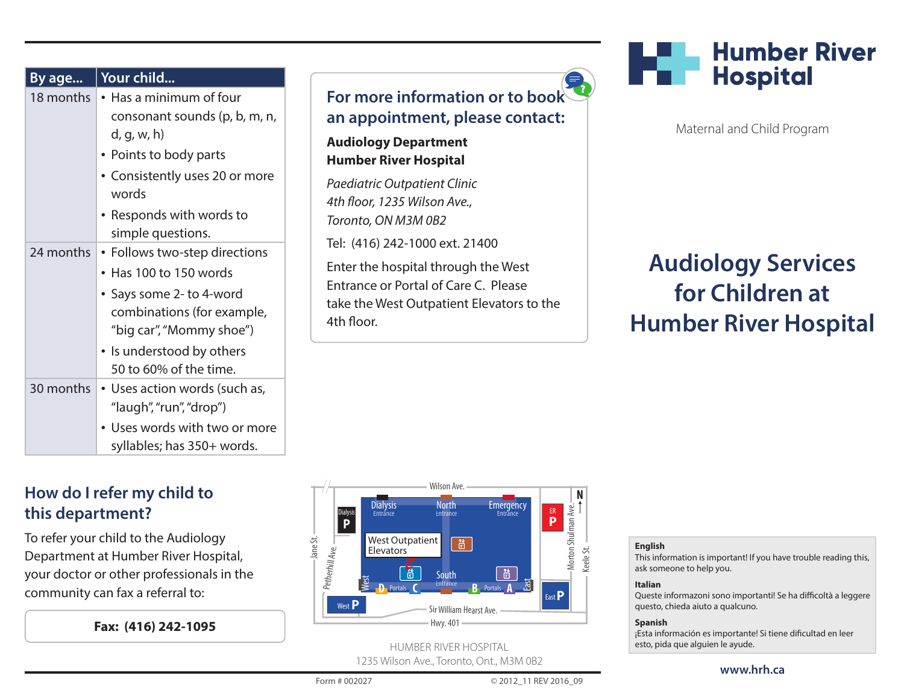| By age... | Your child... |
|---|---|
| 18 months | • Has a minimum of four consonant sounds (p, b, m, n, d, g, w, h)<br>• Points to body parts<br>• Consistently uses 20 or more words<br>• Responds with words to simple questions. |
| 24 months | • Follows two-step directions<br>• Has 100 to 150 words<br>• Says some 2- to 4-word combinations (for example, "big car", "Mommy shoe")<br>• Is understood by others 50 to 60% of the time. |
| 30 months | • Uses action words (such as, "laugh", "run", "drop")<br>• Uses words with two or more syllables; has 350+ words. |

## How do I refer my child to this department?

To refer your child to the Audiology Department at Humber River Hospital, your doctor or other professionals in the community can fax a referral to:

**Fax: (416) 242-1095**

## For more information or to book an appointment, please contact:

**Audiology Department**
**Humber River Hospital**

*Paediatric Outpatient Clinic*
*4th floor, 1235 Wilson Ave.,*
*Toronto, ON M3M 0B2*

Tel: (416) 242-1000 ext. 21400

Enter the hospital through the West Entrance or Portal of Care C. Please take the West Outpatient Elevators to the 4th floor.

Wilson Ave. | Dialysis Entrance | North Entrance | Emergency Entrance | Dialysis P | ER P | West Outpatient Elevators | South Entrance | West | East | D Portals C | B Portals A | West P | East P | Jane St. | Petherhill Ave. | Morton Shulman Ave. | Keele St. | Sir William Hearst Ave. | Hwy. 401 | N

HUMBER RIVER HOSPITAL
1235 Wilson Ave., Toronto, Ont., M3M 0B2

Form # 002027 © 2012_11 REV 2016_09

# Humber River Hospital

Maternal and Child Program

# Audiology Services for Children at Humber River Hospital

**English**
This information is important! If you have trouble reading this, ask someone to help you.

**Italian**
Queste informazoni sono importanti! Se ha difficoltà a leggere questo, chieda aiuto a qualcuno.

**Spanish**
¡Esta información es importante! Si tiene dificultad en leer esto, pida que alguien le ayude.

**www.hrh.ca**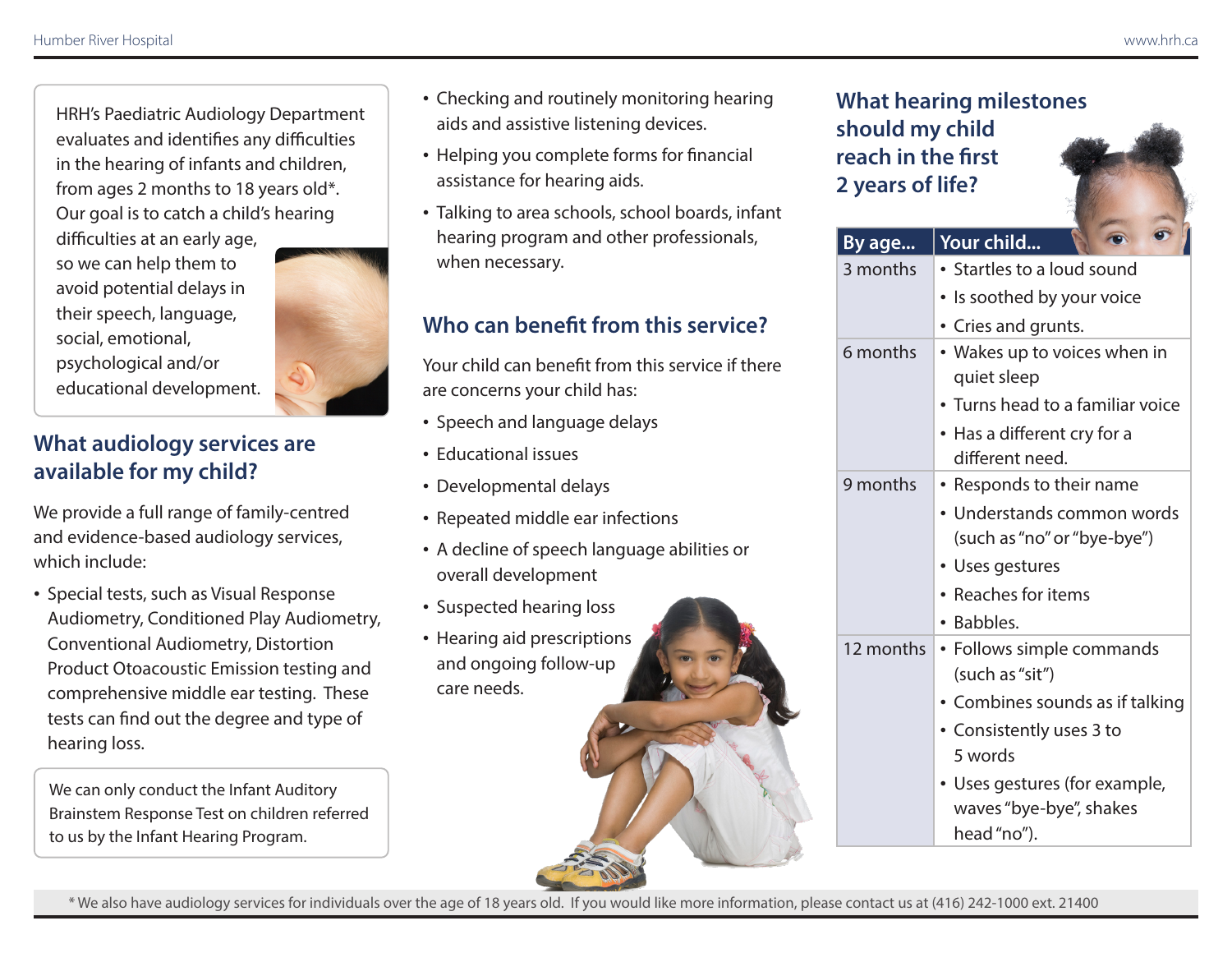HRH's Paediatric Audiology Department evaluates and identifies any difficulties in the hearing of infants and children, from ages 2 months to 18 years old*. Our goal is to catch a child's hearing difficulties at an early age, so we can help them to avoid potential delays in their speech, language, social, emotional, psychological and/or educational development.

## What audiology services are available for my child?

We provide a full range of family-centred and evidence-based audiology services, which include:

- Special tests, such as Visual Response Audiometry, Conditioned Play Audiometry, Conventional Audiometry, Distortion Product Otoacoustic Emission testing and comprehensive middle ear testing. These tests can find out the degree and type of hearing loss.

We can only conduct the Infant Auditory Brainstem Response Test on children referred to us by the Infant Hearing Program.

- Checking and routinely monitoring hearing aids and assistive listening devices.
- Helping you complete forms for financial assistance for hearing aids.
- Talking to area schools, school boards, infant hearing program and other professionals, when necessary.

## Who can benefit from this service?

Your child can benefit from this service if there are concerns your child has:

- Speech and language delays
- Educational issues
- Developmental delays
- Repeated middle ear infections
- A decline of speech language abilities or overall development
- Suspected hearing loss
- Hearing aid prescriptions and ongoing follow-up care needs.

## What hearing milestones should my child reach in the first 2 years of life?

| By age... | Your child... |
|---|---|
| 3 months | • Startles to a loud sound<br>• Is soothed by your voice<br>• Cries and grunts. |
| 6 months | • Wakes up to voices when in quiet sleep<br>• Turns head to a familiar voice<br>• Has a different cry for a different need. |
| 9 months | • Responds to their name<br>• Understands common words (such as "no" or "bye-bye")<br>• Uses gestures<br>• Reaches for items<br>• Babbles. |
| 12 months | • Follows simple commands (such as "sit")<br>• Combines sounds as if talking<br>• Consistently uses 3 to 5 words<br>• Uses gestures (for example, waves "bye-bye", shakes head "no"). |

* We also have audiology services for individuals over the age of 18 years old. If you would like more information, please contact us at (416) 242-1000 ext. 21400